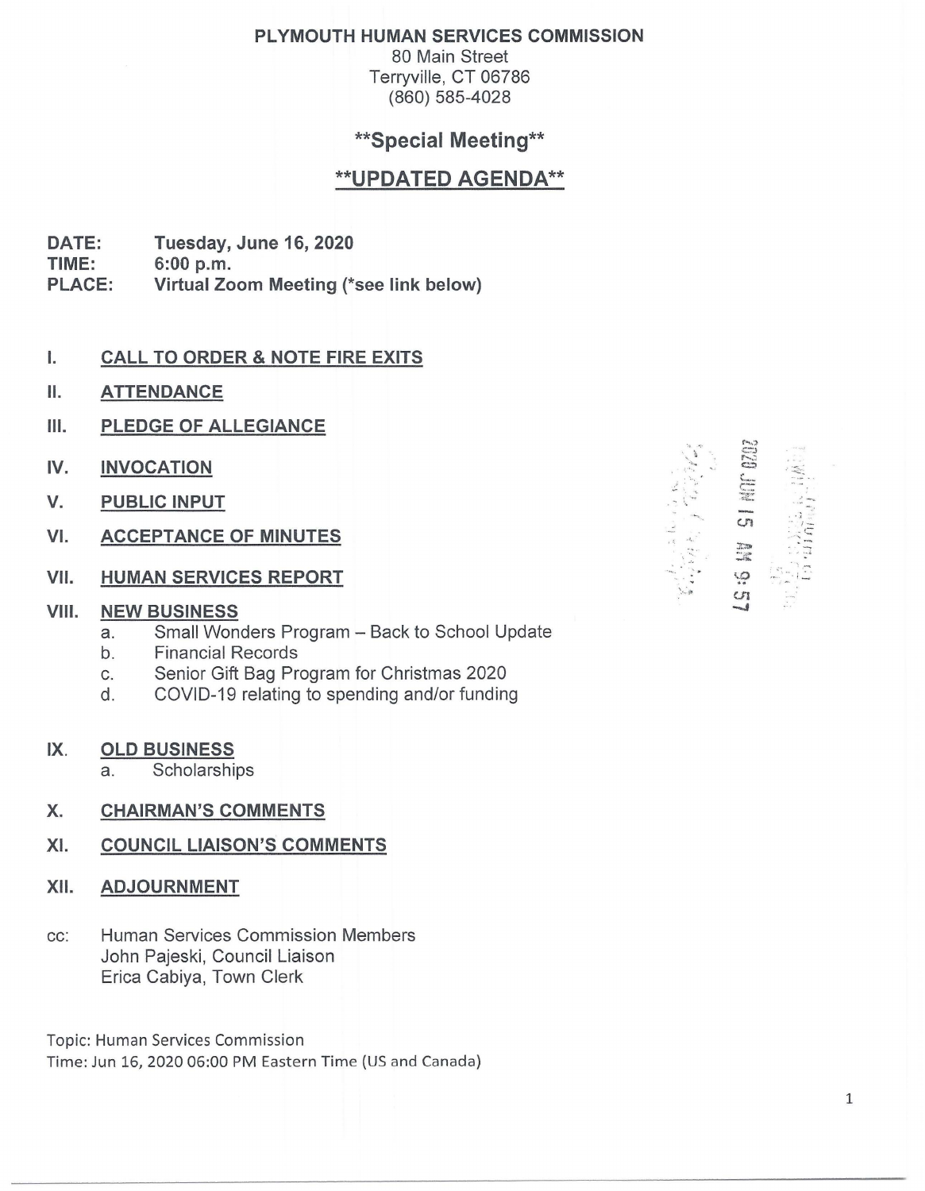**PLYMOUTH HUMAN SERVICES COMMISSION**
80 Main Street
Terryville, CT 06786
(860) 585-4028

## **Special Meeting**

## **UPDATED AGENDA**

**DATE:** **Tuesday, June 16, 2020**
**TIME:** **6:00 p.m.**
**PLACE:** **Virtual Zoom Meeting (*see link below)**

I. **CALL TO ORDER & NOTE FIRE EXITS**

II. **ATTENDANCE**

III. **PLEDGE OF ALLEGIANCE**

IV. **INVOCATION**

V. **PUBLIC INPUT**

VI. **ACCEPTANCE OF MINUTES**

VII. **HUMAN SERVICES REPORT**

VIII. **NEW BUSINESS**
  a. Small Wonders Program – Back to School Update
  b. Financial Records
  c. Senior Gift Bag Program for Christmas 2020
  d. COVID-19 relating to spending and/or funding

IX. **OLD BUSINESS**
  a. Scholarships

X. **CHAIRMAN'S COMMENTS**

XI. **COUNCIL LIAISON'S COMMENTS**

XII. **ADJOURNMENT**

2020 JUN 15 AM 9:57

cc: Human Services Commission Members
John Pajeski, Council Liaison
Erica Cabiya, Town Clerk

Topic: Human Services Commission
Time: Jun 16, 2020 06:00 PM Eastern Time (US and Canada)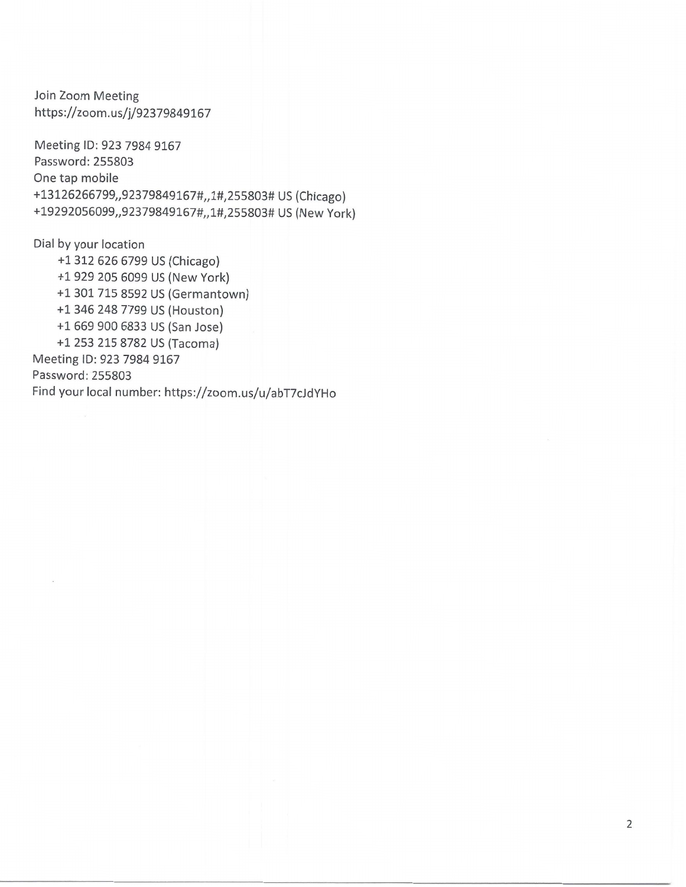Join Zoom Meeting
https://zoom.us/j/92379849167

Meeting ID: 923 7984 9167
Password: 255803
One tap mobile
+13126266799,,92379849167#,,1#,255803# US (Chicago)
+19292056099,,92379849167#,,1#,255803# US (New York)

Dial by your location
  +1 312 626 6799 US (Chicago)
  +1 929 205 6099 US (New York)
  +1 301 715 8592 US (Germantown)
  +1 346 248 7799 US (Houston)
  +1 669 900 6833 US (San Jose)
  +1 253 215 8782 US (Tacoma)
Meeting ID: 923 7984 9167
Password: 255803
Find your local number: https://zoom.us/u/abT7cJdYHo